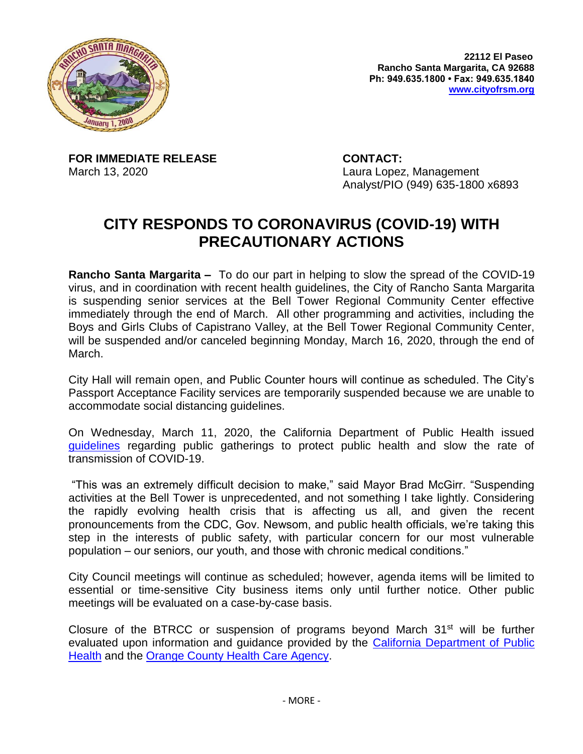22112 El Paseo
Rancho Santa Margarita, CA 92688
Ph: 949.635.1800 • Fax: 949.635.1840
www.cityofrsm.org

**FOR IMMEDIATE RELEASE**
March 13, 2020

**CONTACT:**
Laura Lopez, Management Analyst/PIO (949) 635-1800 x6893

# CITY RESPONDS TO CORONAVIRUS (COVID-19) WITH PRECAUTIONARY ACTIONS

**Rancho Santa Margarita –** To do our part in helping to slow the spread of the COVID-19 virus, and in coordination with recent health guidelines, the City of Rancho Santa Margarita is suspending senior services at the Bell Tower Regional Community Center effective immediately through the end of March. All other programming and activities, including the Boys and Girls Clubs of Capistrano Valley, at the Bell Tower Regional Community Center, will be suspended and/or canceled beginning Monday, March 16, 2020, through the end of March.

City Hall will remain open, and Public Counter hours will continue as scheduled. The City's Passport Acceptance Facility services are temporarily suspended because we are unable to accommodate social distancing guidelines.

On Wednesday, March 11, 2020, the California Department of Public Health issued guidelines regarding public gatherings to protect public health and slow the rate of transmission of COVID-19.

"This was an extremely difficult decision to make," said Mayor Brad McGirr. "Suspending activities at the Bell Tower is unprecedented, and not something I take lightly. Considering the rapidly evolving health crisis that is affecting us all, and given the recent pronouncements from the CDC, Gov. Newsom, and public health officials, we're taking this step in the interests of public safety, with particular concern for our most vulnerable population – our seniors, our youth, and those with chronic medical conditions."

City Council meetings will continue as scheduled; however, agenda items will be limited to essential or time-sensitive City business items only until further notice. Other public meetings will be evaluated on a case-by-case basis.

Closure of the BTRCC or suspension of programs beyond March 31st will be further evaluated upon information and guidance provided by the California Department of Public Health and the Orange County Health Care Agency.

- MORE -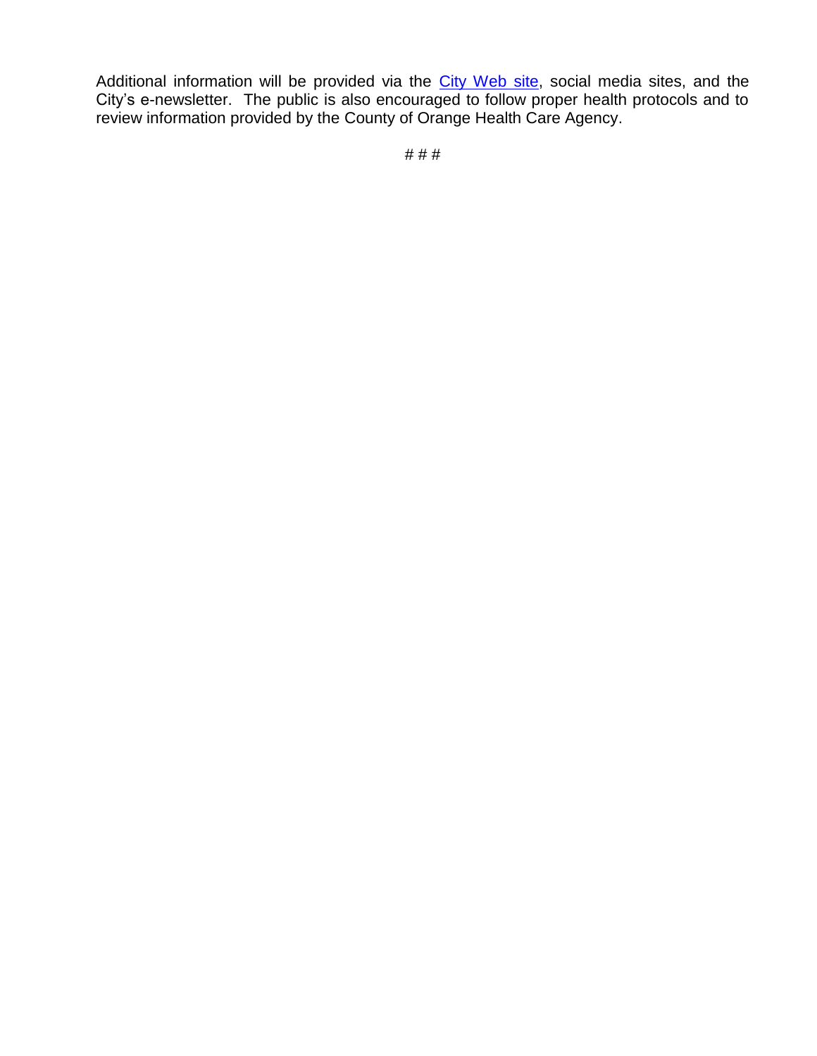Additional information will be provided via the City Web site, social media sites, and the City's e-newsletter. The public is also encouraged to follow proper health protocols and to review information provided by the County of Orange Health Care Agency.

# # #